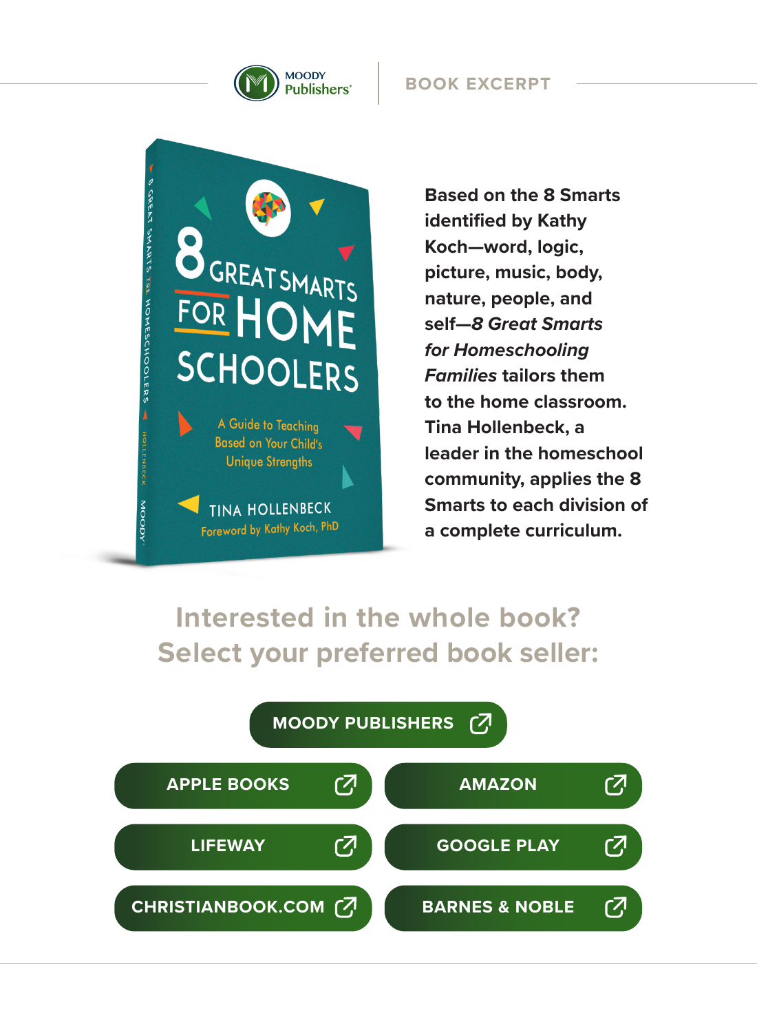MOODY Publishers

BOOK EXCERPT

Based on the 8 Smarts identified by Kathy Koch—word, logic, picture, music, body, nature, people, and self—*8 Great Smarts for Homeschooling Families* tailors them to the home classroom. Tina Hollenbeck, a leader in the homeschool community, applies the 8 Smarts to each division of a complete curriculum.

## Interested in the whole book? Select your preferred book seller:

- MOODY PUBLISHERS
- APPLE BOOKS
- AMAZON
- LIFEWAY
- GOOGLE PLAY
- CHRISTIANBOOK.COM
- BARNES & NOBLE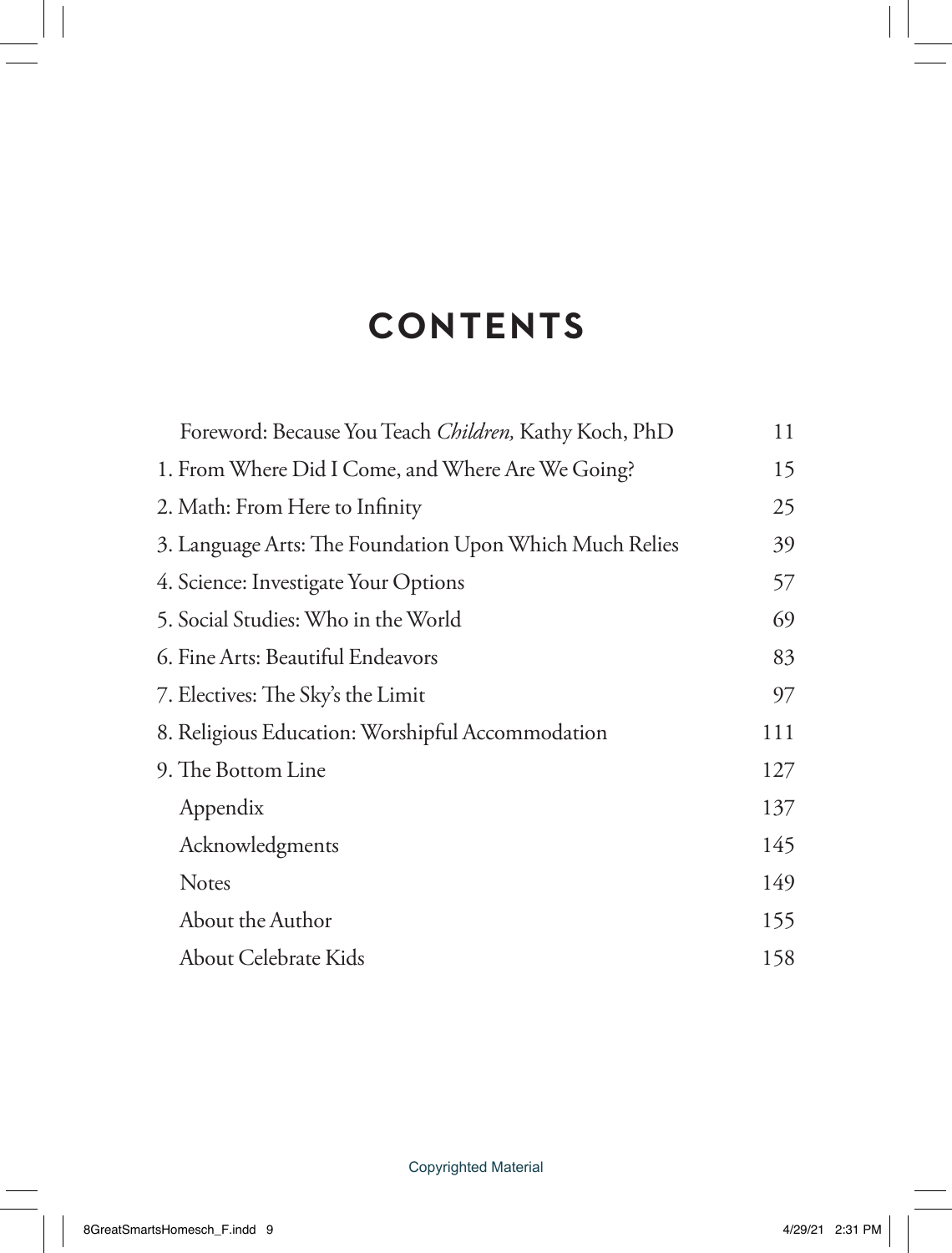# CONTENTS

| | |
|---|---|
| Foreword: Because You Teach *Children,* Kathy Koch, PhD | 11 |
| 1. From Where Did I Come, and Where Are We Going? | 15 |
| 2. Math: From Here to Infinity | 25 |
| 3. Language Arts: The Foundation Upon Which Much Relies | 39 |
| 4. Science: Investigate Your Options | 57 |
| 5. Social Studies: Who in the World | 69 |
| 6. Fine Arts: Beautiful Endeavors | 83 |
| 7. Electives: The Sky's the Limit | 97 |
| 8. Religious Education: Worshipful Accommodation | 111 |
| 9. The Bottom Line | 127 |
| Appendix | 137 |
| Acknowledgments | 145 |
| Notes | 149 |
| About the Author | 155 |
| About Celebrate Kids | 158 |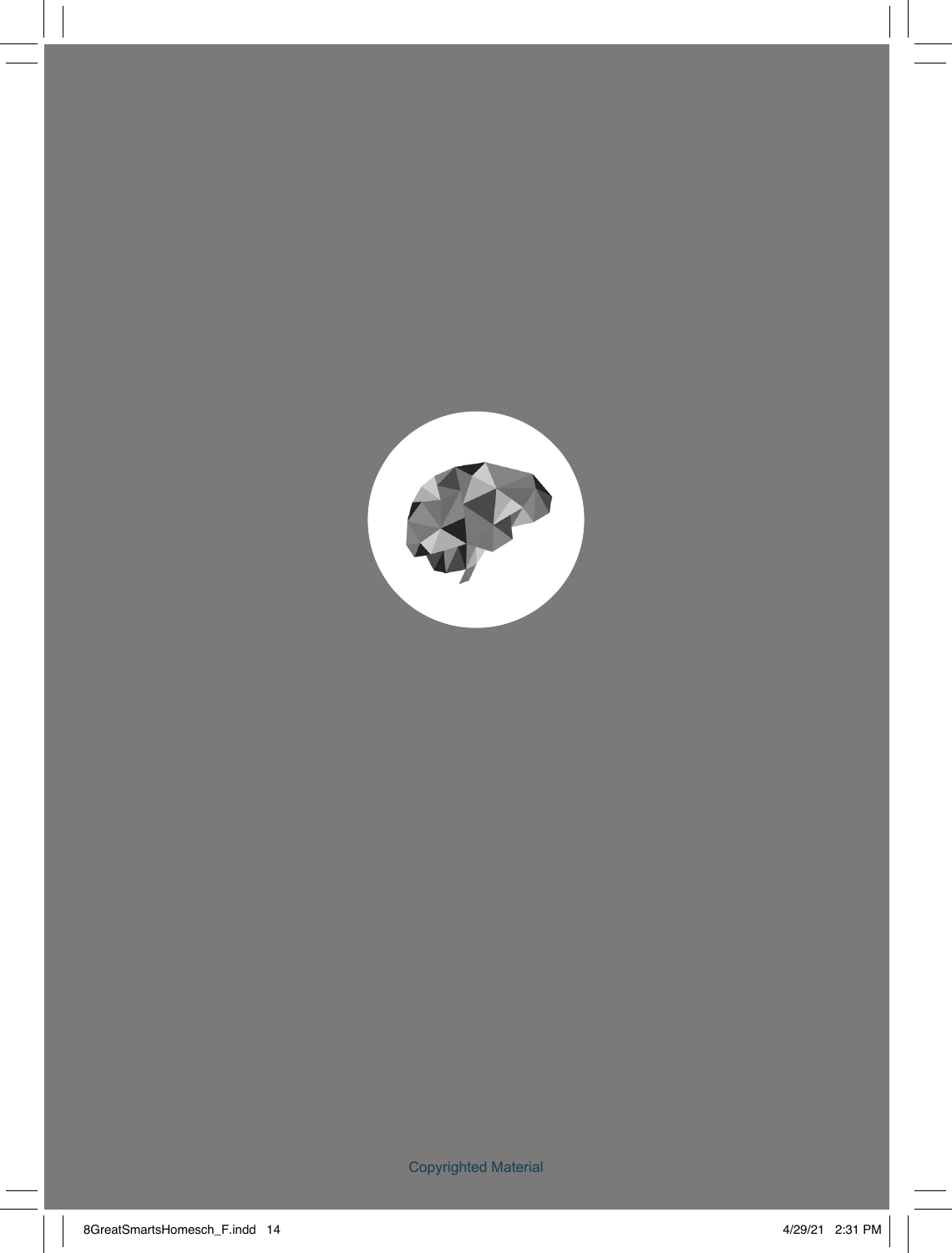Copyrighted Material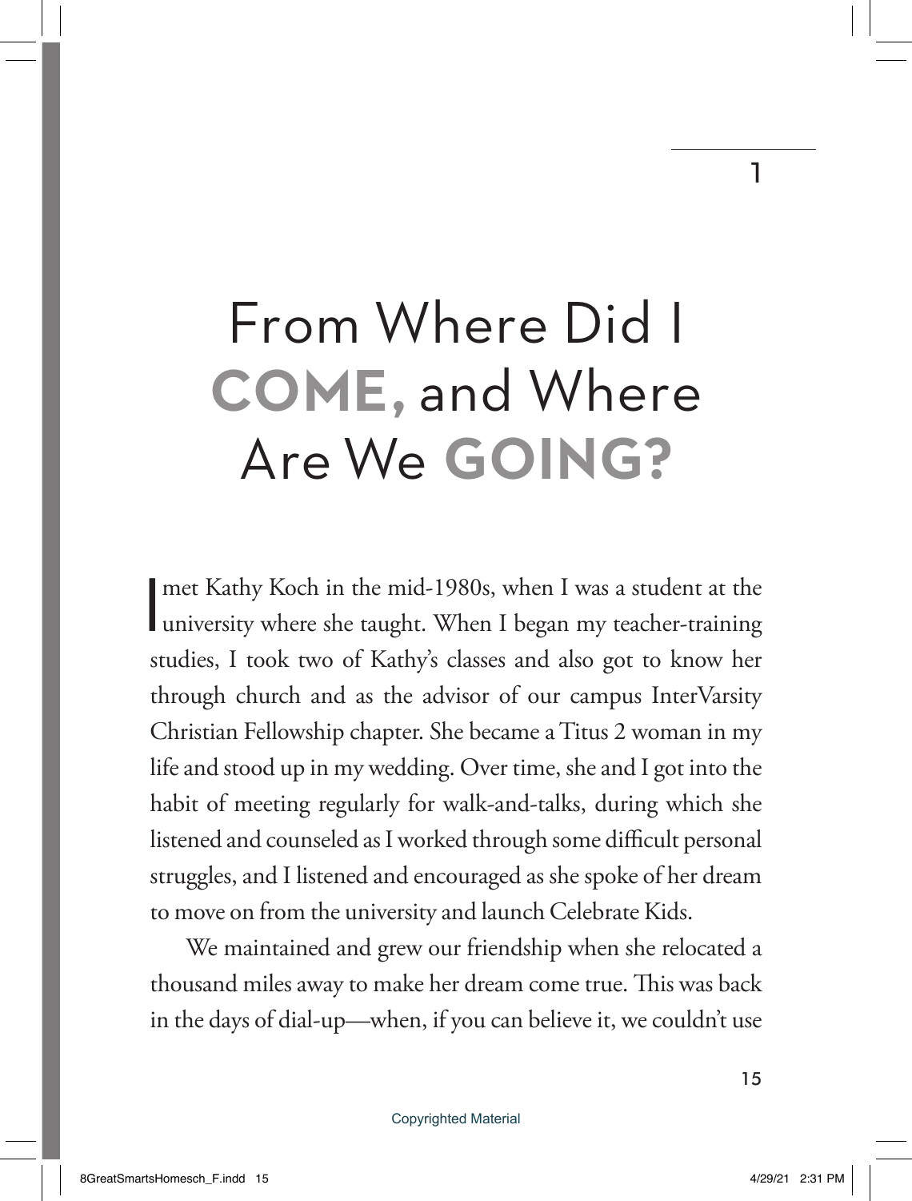# 1

# From Where Did I **COME,** and Where Are We **GOING?**

I met Kathy Koch in the mid-1980s, when I was a student at the university where she taught. When I began my teacher-training studies, I took two of Kathy's classes and also got to know her through church and as the advisor of our campus InterVarsity Christian Fellowship chapter. She became a Titus 2 woman in my life and stood up in my wedding. Over time, she and I got into the habit of meeting regularly for walk-and-talks, during which she listened and counseled as I worked through some difficult personal struggles, and I listened and encouraged as she spoke of her dream to move on from the university and launch Celebrate Kids.

We maintained and grew our friendship when she relocated a thousand miles away to make her dream come true. This was back in the days of dial-up—when, if you can believe it, we couldn't use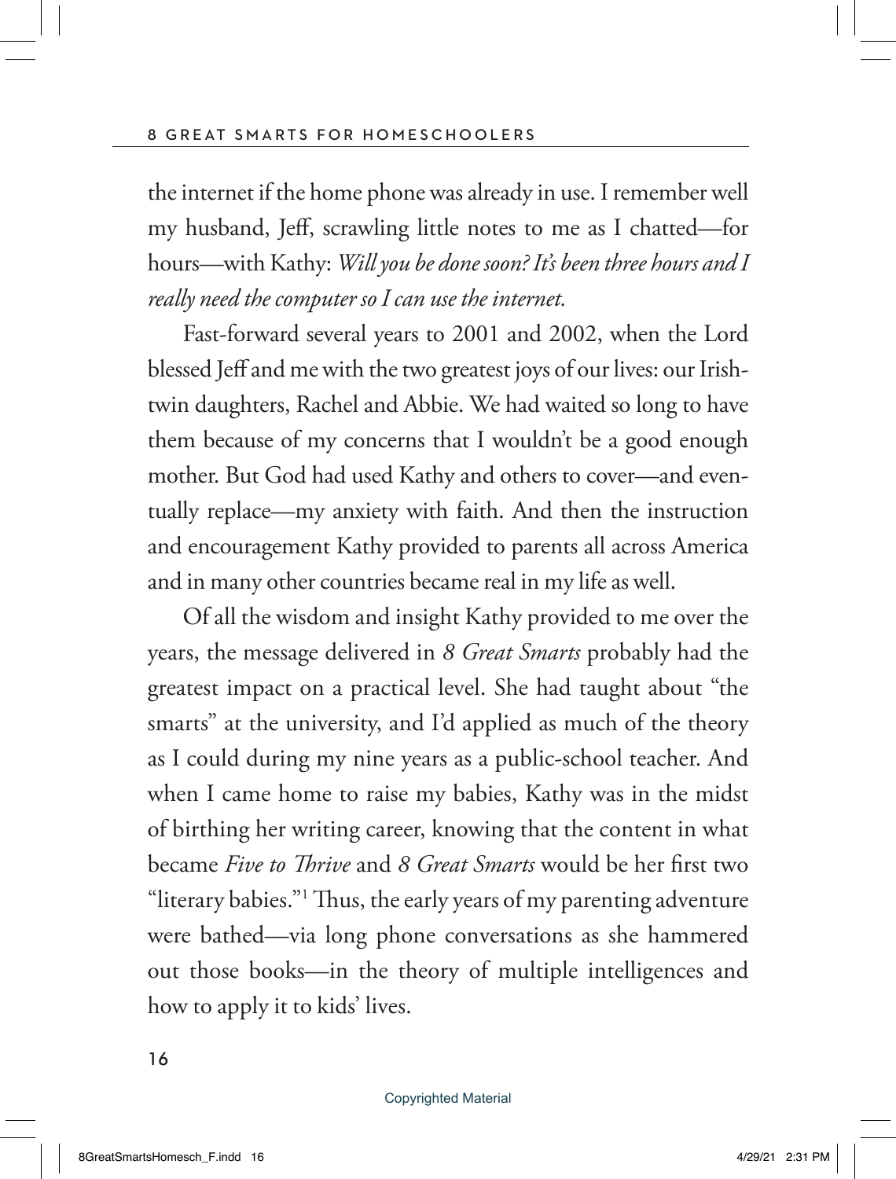the internet if the home phone was already in use. I remember well my husband, Jeff, scrawling little notes to me as I chatted—for hours—with Kathy: *Will you be done soon? It's been three hours and I really need the computer so I can use the internet.*

Fast-forward several years to 2001 and 2002, when the Lord blessed Jeff and me with the two greatest joys of our lives: our Irish-twin daughters, Rachel and Abbie. We had waited so long to have them because of my concerns that I wouldn't be a good enough mother. But God had used Kathy and others to cover—and eventually replace—my anxiety with faith. And then the instruction and encouragement Kathy provided to parents all across America and in many other countries became real in my life as well.

Of all the wisdom and insight Kathy provided to me over the years, the message delivered in *8 Great Smarts* probably had the greatest impact on a practical level. She had taught about "the smarts" at the university, and I'd applied as much of the theory as I could during my nine years as a public-school teacher. And when I came home to raise my babies, Kathy was in the midst of birthing her writing career, knowing that the content in what became *Five to Thrive* and *8 Great Smarts* would be her first two "literary babies."[1] Thus, the early years of my parenting adventure were bathed—via long phone conversations as she hammered out those books—in the theory of multiple intelligences and how to apply it to kids' lives.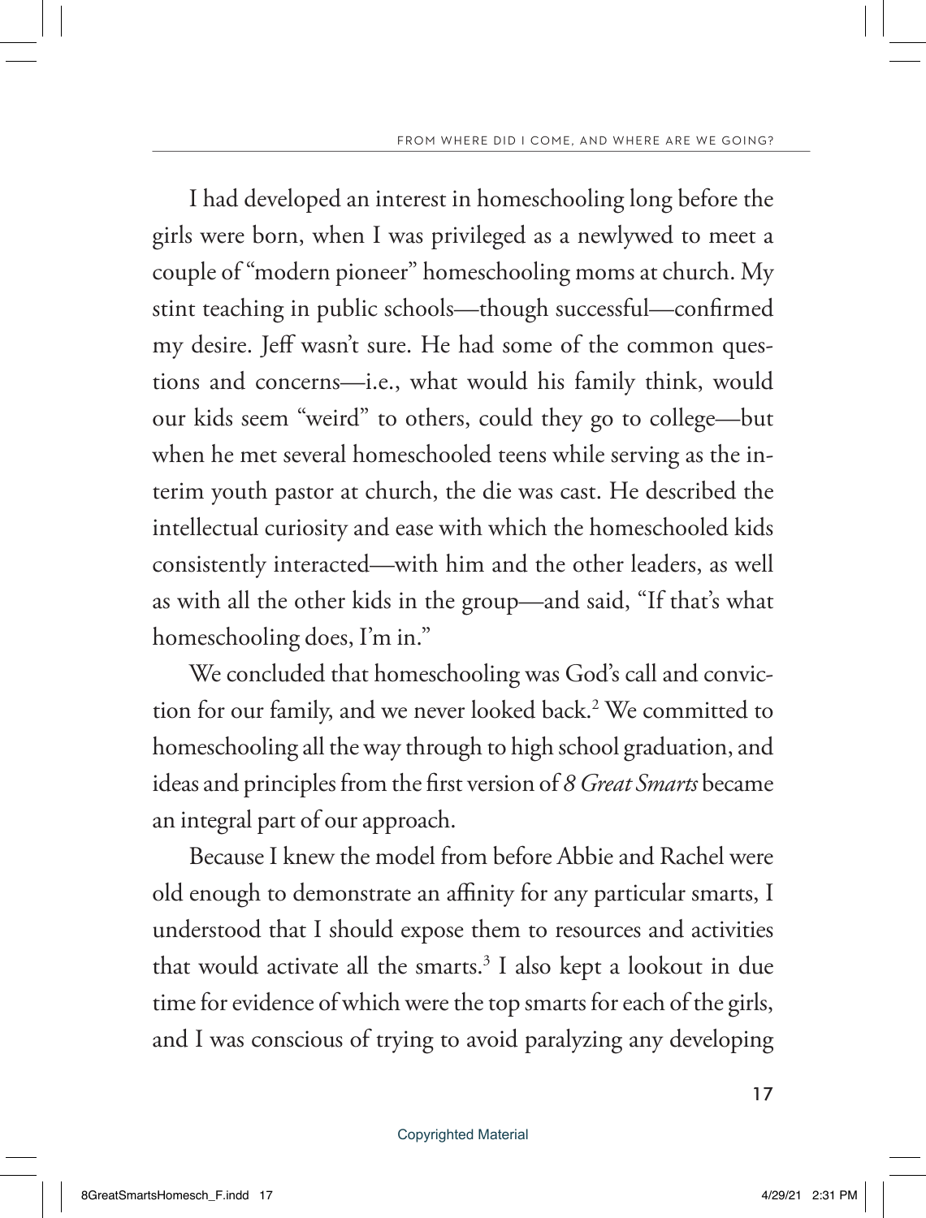I had developed an interest in homeschooling long before the girls were born, when I was privileged as a newlywed to meet a couple of "modern pioneer" homeschooling moms at church. My stint teaching in public schools—though successful—confirmed my desire. Jeff wasn't sure. He had some of the common questions and concerns—i.e., what would his family think, would our kids seem "weird" to others, could they go to college—but when he met several homeschooled teens while serving as the interim youth pastor at church, the die was cast. He described the intellectual curiosity and ease with which the homeschooled kids consistently interacted—with him and the other leaders, as well as with all the other kids in the group—and said, "If that's what homeschooling does, I'm in."

We concluded that homeschooling was God's call and conviction for our family, and we never looked back.[2] We committed to homeschooling all the way through to high school graduation, and ideas and principles from the first version of *8 Great Smarts* became an integral part of our approach.

Because I knew the model from before Abbie and Rachel were old enough to demonstrate an affinity for any particular smarts, I understood that I should expose them to resources and activities that would activate all the smarts.[3] I also kept a lookout in due time for evidence of which were the top smarts for each of the girls, and I was conscious of trying to avoid paralyzing any developing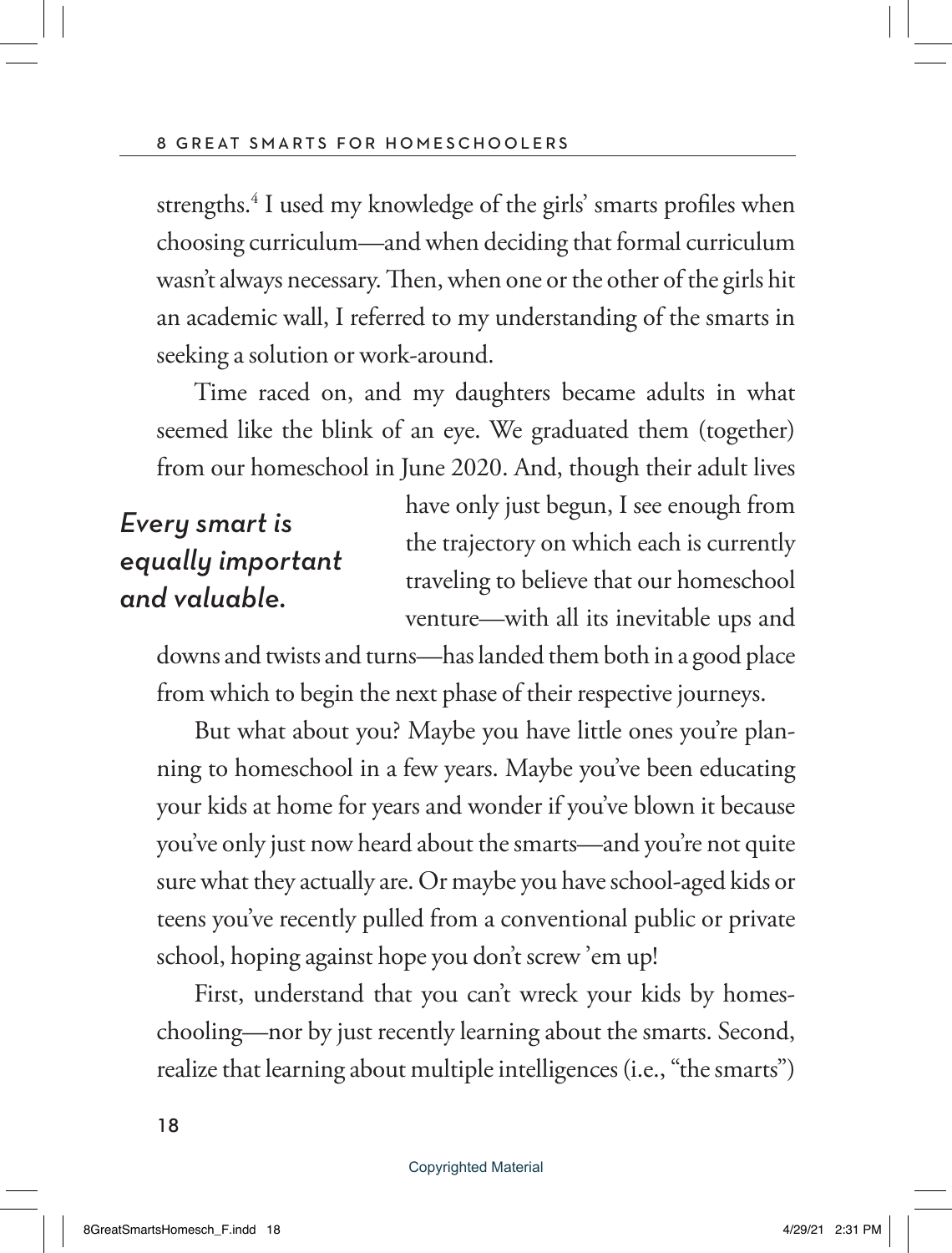strengths.[4] I used my knowledge of the girls' smarts profiles when choosing curriculum—and when deciding that formal curriculum wasn't always necessary. Then, when one or the other of the girls hit an academic wall, I referred to my understanding of the smarts in seeking a solution or work-around.

Time raced on, and my daughters became adults in what seemed like the blink of an eye. We graduated them (together) from our homeschool in June 2020. And, though their adult lives have only just begun, I see enough from the trajectory on which each is currently traveling to believe that our homeschool venture—with all its inevitable ups and downs and twists and turns—has landed them both in a good place from which to begin the next phase of their respective journeys.

*Every smart is equally important and valuable.*

But what about you? Maybe you have little ones you're planning to homeschool in a few years. Maybe you've been educating your kids at home for years and wonder if you've blown it because you've only just now heard about the smarts—and you're not quite sure what they actually are. Or maybe you have school-aged kids or teens you've recently pulled from a conventional public or private school, hoping against hope you don't screw 'em up!

First, understand that you can't wreck your kids by homeschooling—nor by just recently learning about the smarts. Second, realize that learning about multiple intelligences (i.e., "the smarts")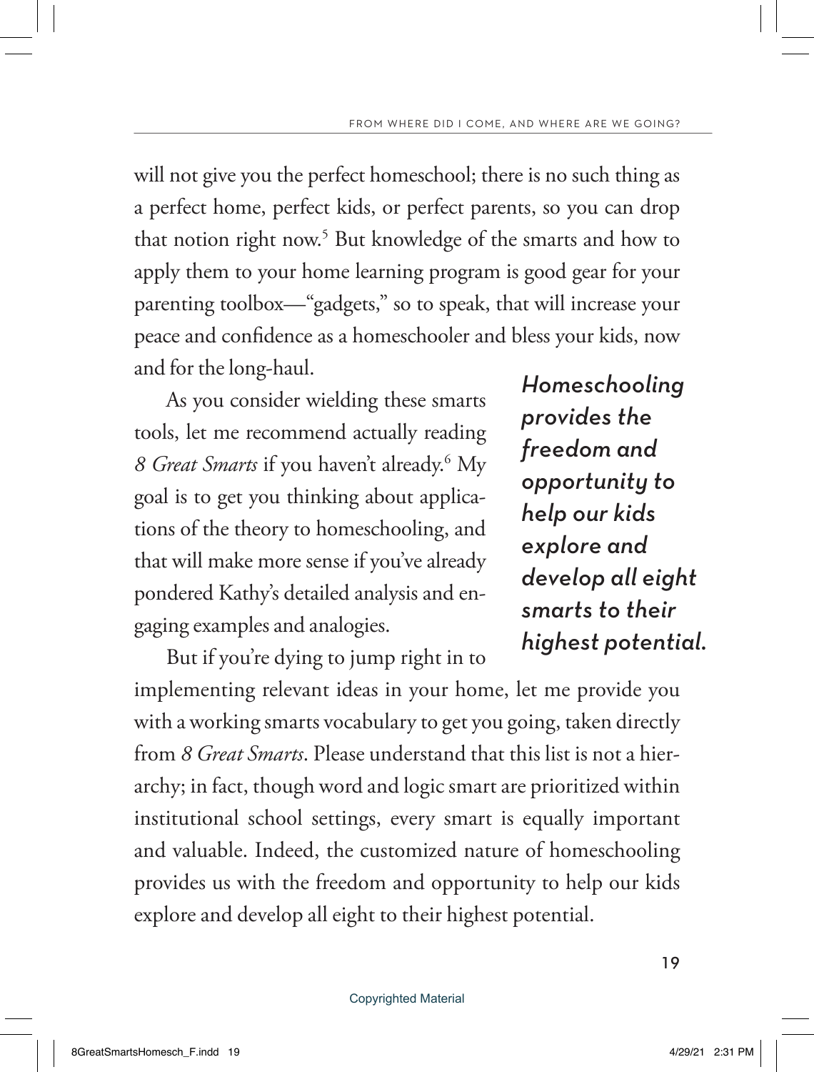will not give you the perfect homeschool; there is no such thing as a perfect home, perfect kids, or perfect parents, so you can drop that notion right now.[5] But knowledge of the smarts and how to apply them to your home learning program is good gear for your parenting toolbox—"gadgets," so to speak, that will increase your peace and confidence as a homeschooler and bless your kids, now and for the long-haul.

As you consider wielding these smarts tools, let me recommend actually reading *8 Great Smarts* if you haven't already.[6] My goal is to get you thinking about applications of the theory to homeschooling, and that will make more sense if you've already pondered Kathy's detailed analysis and engaging examples and analogies.

> ***Homeschooling provides the freedom and opportunity to help our kids explore and develop all eight smarts to their highest potential.***

But if you're dying to jump right in to implementing relevant ideas in your home, let me provide you with a working smarts vocabulary to get you going, taken directly from *8 Great Smarts*. Please understand that this list is not a hierarchy; in fact, though word and logic smart are prioritized within institutional school settings, every smart is equally important and valuable. Indeed, the customized nature of homeschooling provides us with the freedom and opportunity to help our kids explore and develop all eight to their highest potential.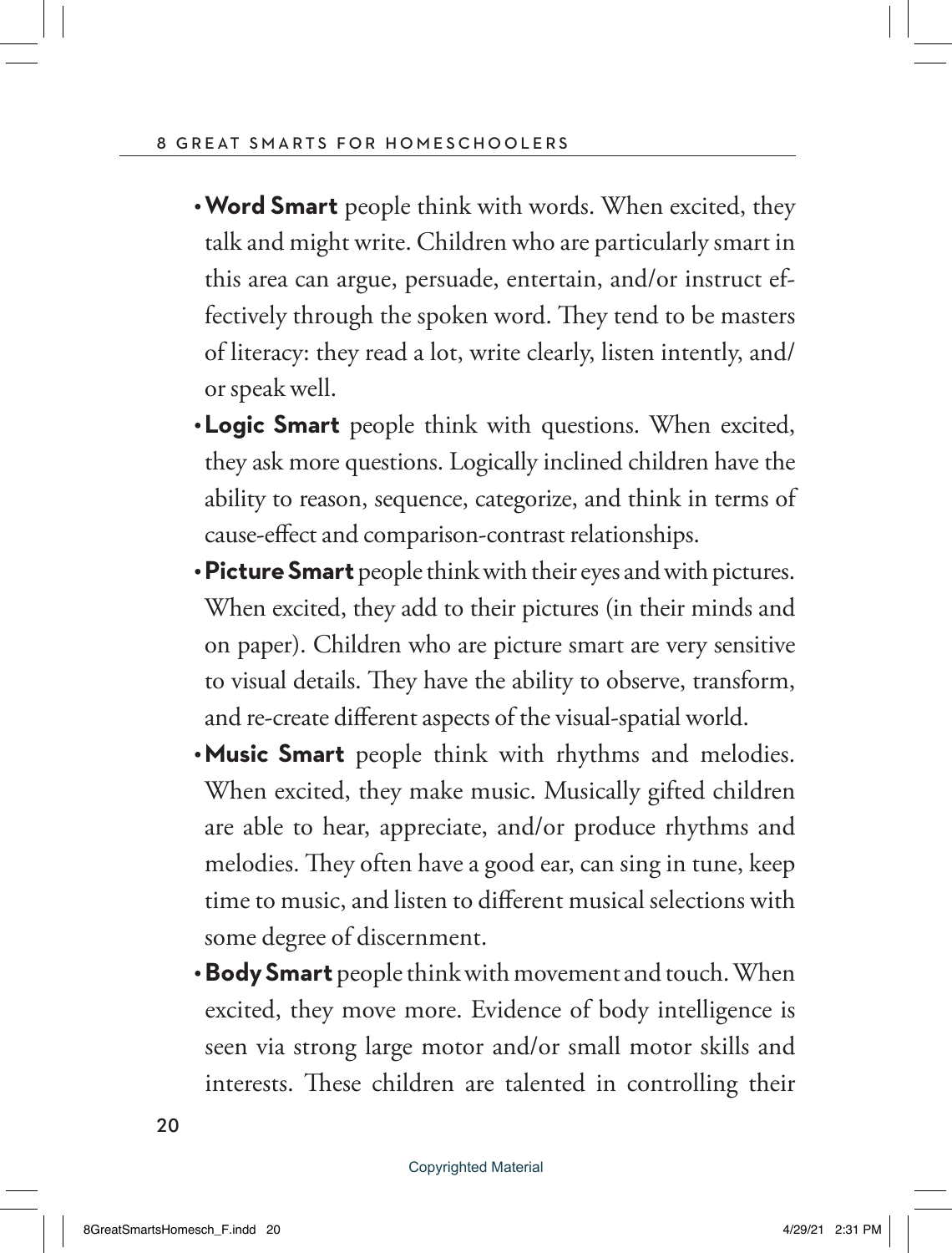- **Word Smart** people think with words. When excited, they talk and might write. Children who are particularly smart in this area can argue, persuade, entertain, and/or instruct effectively through the spoken word. They tend to be masters of literacy: they read a lot, write clearly, listen intently, and/or speak well.
- **Logic Smart** people think with questions. When excited, they ask more questions. Logically inclined children have the ability to reason, sequence, categorize, and think in terms of cause-effect and comparison-contrast relationships.
- **Picture Smart** people think with their eyes and with pictures. When excited, they add to their pictures (in their minds and on paper). Children who are picture smart are very sensitive to visual details. They have the ability to observe, transform, and re-create different aspects of the visual-spatial world.
- **Music Smart** people think with rhythms and melodies. When excited, they make music. Musically gifted children are able to hear, appreciate, and/or produce rhythms and melodies. They often have a good ear, can sing in tune, keep time to music, and listen to different musical selections with some degree of discernment.
- **Body Smart** people think with movement and touch. When excited, they move more. Evidence of body intelligence is seen via strong large motor and/or small motor skills and interests. These children are talented in controlling their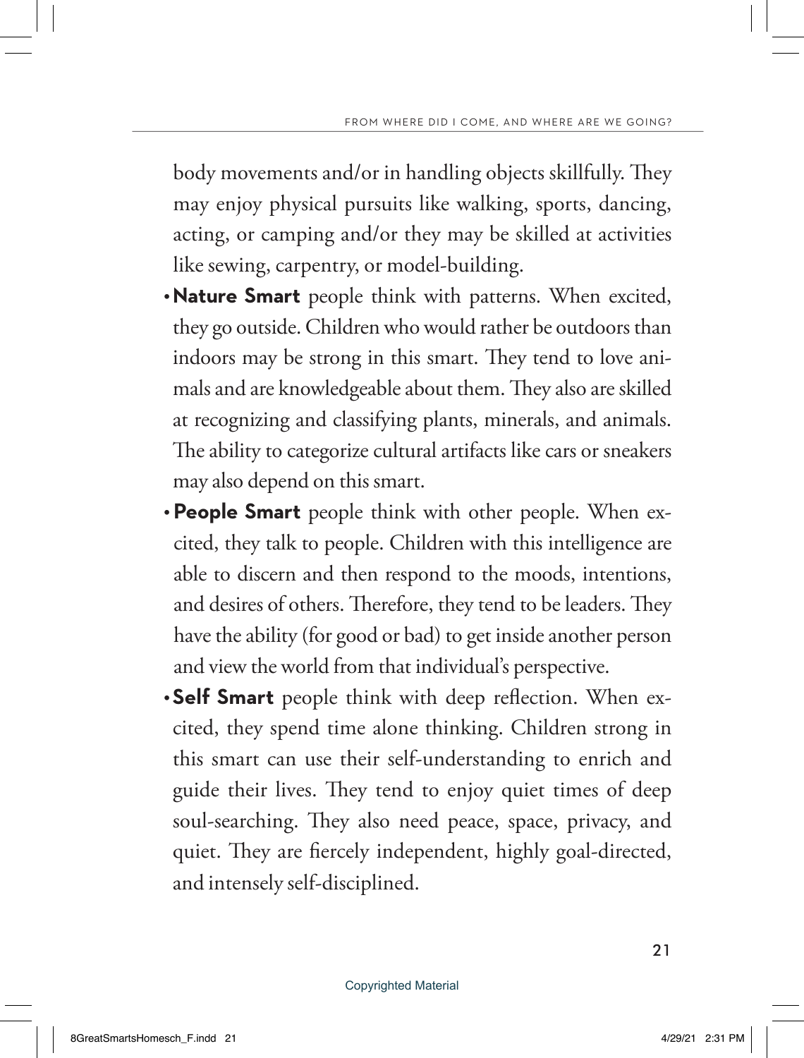body movements and/or in handling objects skillfully. They may enjoy physical pursuits like walking, sports, dancing, acting, or camping and/or they may be skilled at activities like sewing, carpentry, or model-building.

- **Nature Smart** people think with patterns. When excited, they go outside. Children who would rather be outdoors than indoors may be strong in this smart. They tend to love animals and are knowledgeable about them. They also are skilled at recognizing and classifying plants, minerals, and animals. The ability to categorize cultural artifacts like cars or sneakers may also depend on this smart.
- **People Smart** people think with other people. When excited, they talk to people. Children with this intelligence are able to discern and then respond to the moods, intentions, and desires of others. Therefore, they tend to be leaders. They have the ability (for good or bad) to get inside another person and view the world from that individual's perspective.
- **Self Smart** people think with deep reflection. When excited, they spend time alone thinking. Children strong in this smart can use their self-understanding to enrich and guide their lives. They tend to enjoy quiet times of deep soul-searching. They also need peace, space, privacy, and quiet. They are fiercely independent, highly goal-directed, and intensely self-disciplined.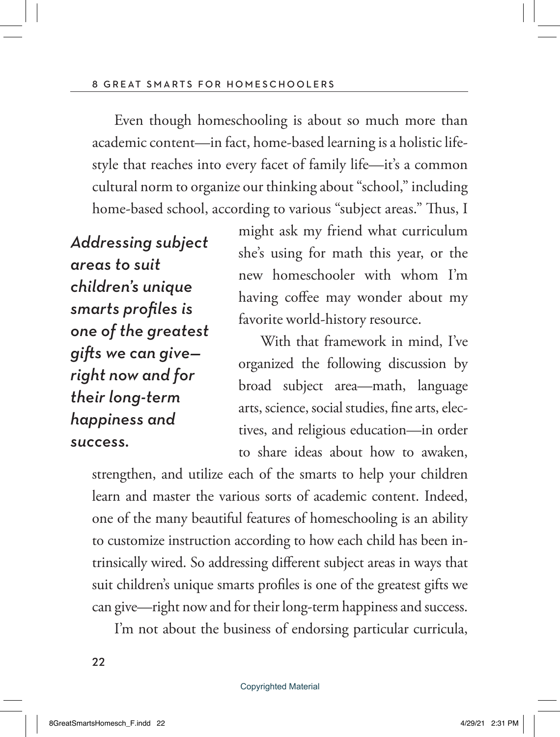Even though homeschooling is about so much more than academic content—in fact, home-based learning is a holistic lifestyle that reaches into every facet of family life—it's a common cultural norm to organize our thinking about "school," including home-based school, according to various "subject areas." Thus, I might ask my friend what curriculum she's using for math this year, or the new homeschooler with whom I'm having coffee may wonder about my favorite world-history resource.

> ***Addressing subject areas to suit children's unique smarts profiles is one of the greatest gifts we can give—right now and for their long-term happiness and success.***

With that framework in mind, I've organized the following discussion by broad subject area—math, language arts, science, social studies, fine arts, electives, and religious education—in order to share ideas about how to awaken, strengthen, and utilize each of the smarts to help your children learn and master the various sorts of academic content. Indeed, one of the many beautiful features of homeschooling is an ability to customize instruction according to how each child has been intrinsically wired. So addressing different subject areas in ways that suit children's unique smarts profiles is one of the greatest gifts we can give—right now and for their long-term happiness and success.

I'm not about the business of endorsing particular curricula,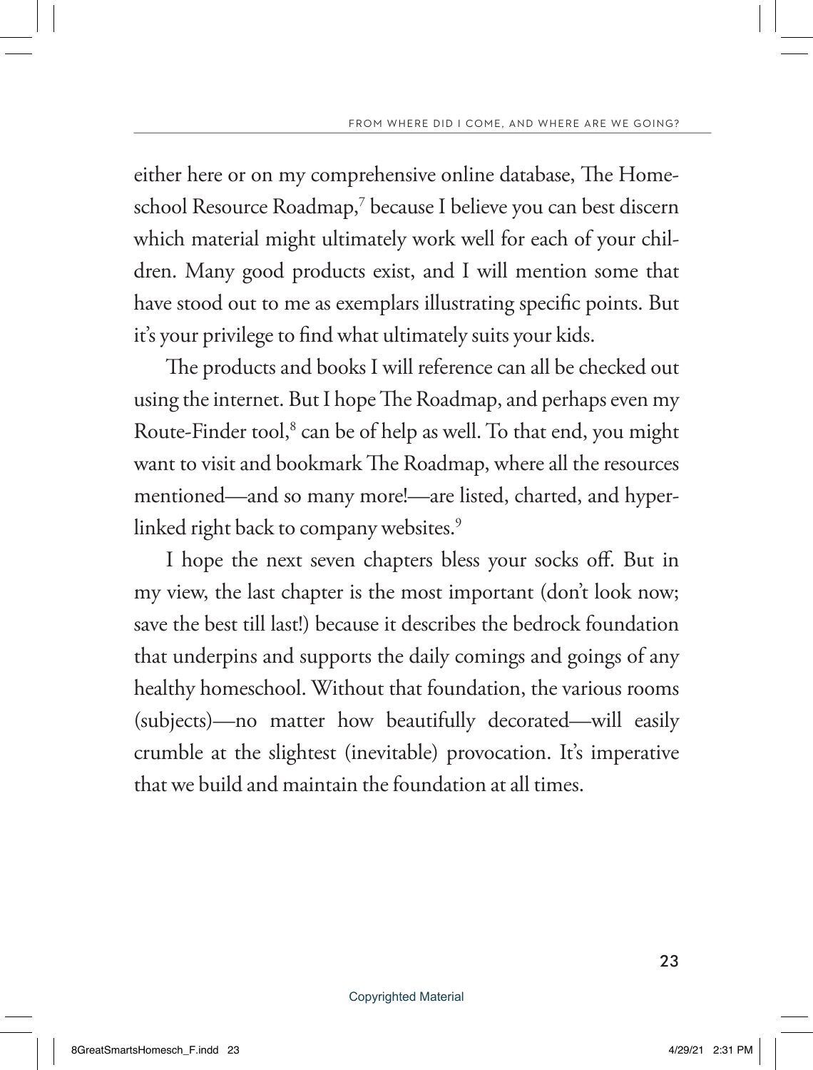either here or on my comprehensive online database, The Homeschool Resource Roadmap,[7] because I believe you can best discern which material might ultimately work well for each of your children. Many good products exist, and I will mention some that have stood out to me as exemplars illustrating specific points. But it's your privilege to find what ultimately suits your kids.

The products and books I will reference can all be checked out using the internet. But I hope The Roadmap, and perhaps even my Route-Finder tool,[8] can be of help as well. To that end, you might want to visit and bookmark The Roadmap, where all the resources mentioned—and so many more!—are listed, charted, and hyperlinked right back to company websites.[9]

I hope the next seven chapters bless your socks off. But in my view, the last chapter is the most important (don't look now; save the best till last!) because it describes the bedrock foundation that underpins and supports the daily comings and goings of any healthy homeschool. Without that foundation, the various rooms (subjects)—no matter how beautifully decorated—will easily crumble at the slightest (inevitable) provocation. It's imperative that we build and maintain the foundation at all times.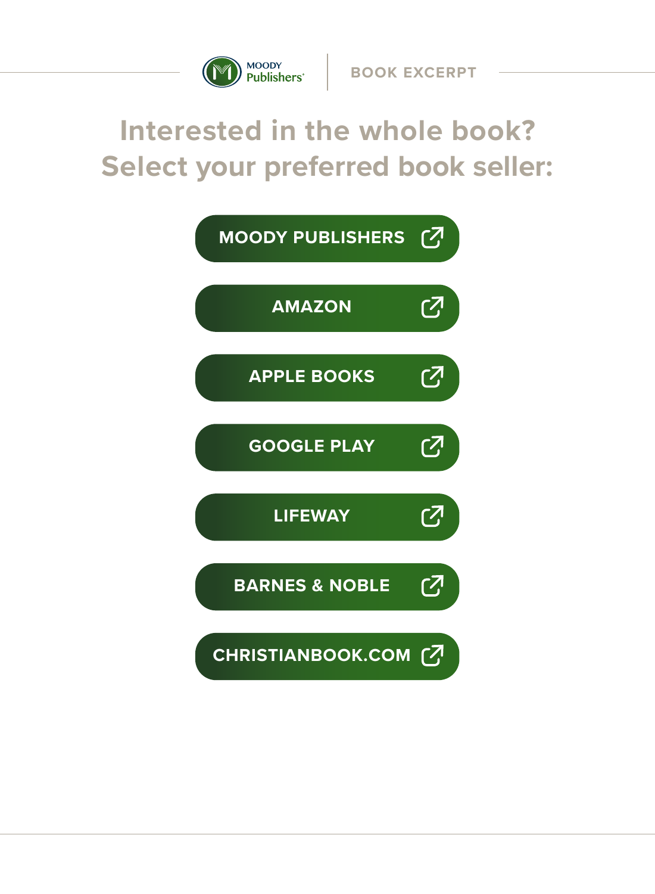MOODY Publishers | BOOK EXCERPT

## Interested in the whole book? Select your preferred book seller:

- MOODY PUBLISHERS
- AMAZON
- APPLE BOOKS
- GOOGLE PLAY
- LIFEWAY
- BARNES & NOBLE
- CHRISTIANBOOK.COM